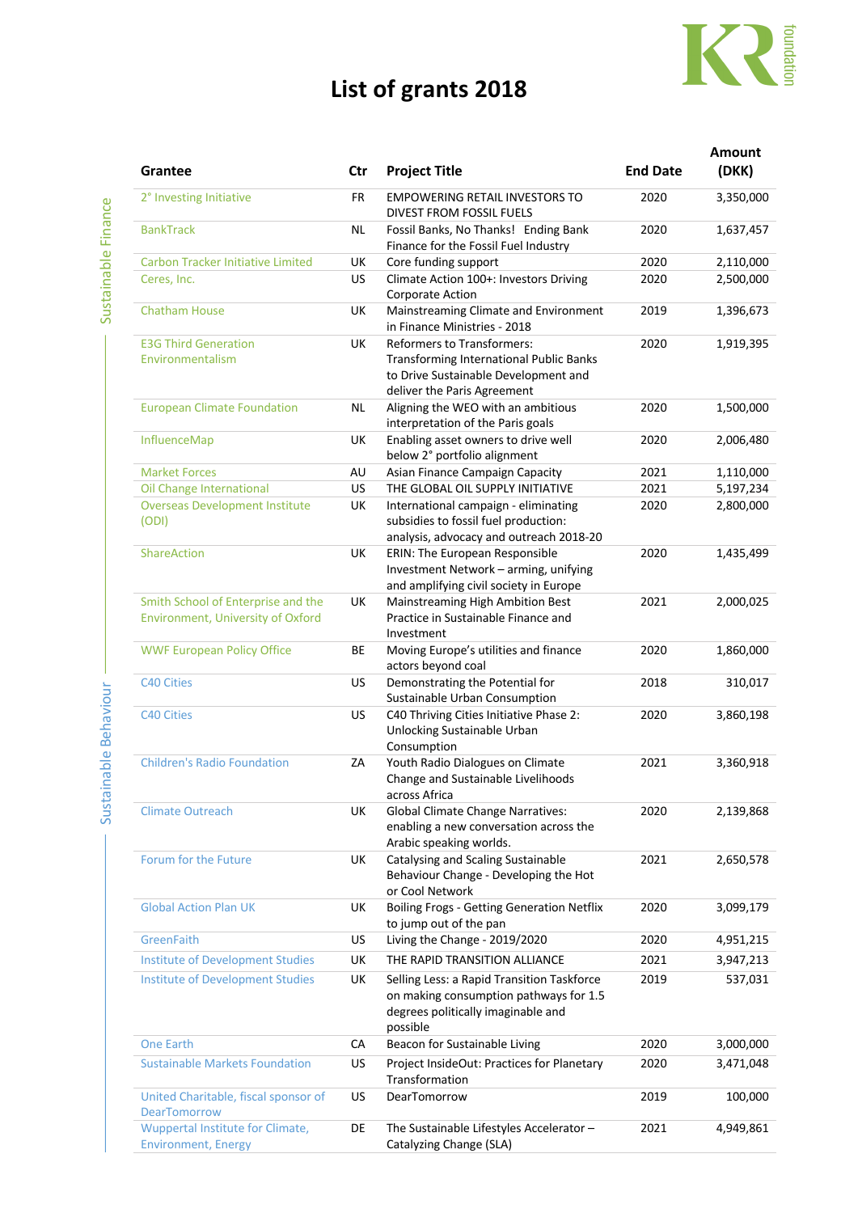# List of grants 2018

| Grantee | Ctr | Project Title | End Date | Amount (DKK) |
|---|---|---|---|---|
| 2° Investing Initiative | FR | EMPOWERING RETAIL INVESTORS TO DIVEST FROM FOSSIL FUELS | 2020 | 3,350,000 |
| BankTrack | NL | Fossil Banks, No Thanks! Ending Bank Finance for the Fossil Fuel Industry | 2020 | 1,637,457 |
| Carbon Tracker Initiative Limited | UK | Core funding support | 2020 | 2,110,000 |
| Ceres, Inc. | US | Climate Action 100+: Investors Driving Corporate Action | 2020 | 2,500,000 |
| Chatham House | UK | Mainstreaming Climate and Environment in Finance Ministries - 2018 | 2019 | 1,396,673 |
| E3G Third Generation Environmentalism | UK | Reformers to Transformers: Transforming International Public Banks to Drive Sustainable Development and deliver the Paris Agreement | 2020 | 1,919,395 |
| European Climate Foundation | NL | Aligning the WEO with an ambitious interpretation of the Paris goals | 2020 | 1,500,000 |
| InfluenceMap | UK | Enabling asset owners to drive well below 2° portfolio alignment | 2020 | 2,006,480 |
| Market Forces | AU | Asian Finance Campaign Capacity | 2021 | 1,110,000 |
| Oil Change International | US | THE GLOBAL OIL SUPPLY INITIATIVE | 2021 | 5,197,234 |
| Overseas Development Institute (ODI) | UK | International campaign - eliminating subsidies to fossil fuel production: analysis, advocacy and outreach 2018-20 | 2020 | 2,800,000 |
| ShareAction | UK | ERIN: The European Responsible Investment Network – arming, unifying and amplifying civil society in Europe | 2020 | 1,435,499 |
| Smith School of Enterprise and the Environment, University of Oxford | UK | Mainstreaming High Ambition Best Practice in Sustainable Finance and Investment | 2021 | 2,000,025 |
| WWF European Policy Office | BE | Moving Europe's utilities and finance actors beyond coal | 2020 | 1,860,000 |
| C40 Cities | US | Demonstrating the Potential for Sustainable Urban Consumption | 2018 | 310,017 |
| C40 Cities | US | C40 Thriving Cities Initiative Phase 2: Unlocking Sustainable Urban Consumption | 2020 | 3,860,198 |
| Children's Radio Foundation | ZA | Youth Radio Dialogues on Climate Change and Sustainable Livelihoods across Africa | 2021 | 3,360,918 |
| Climate Outreach | UK | Global Climate Change Narratives: enabling a new conversation across the Arabic speaking worlds. | 2020 | 2,139,868 |
| Forum for the Future | UK | Catalysing and Scaling Sustainable Behaviour Change - Developing the Hot or Cool Network | 2021 | 2,650,578 |
| Global Action Plan UK | UK | Boiling Frogs - Getting Generation Netflix to jump out of the pan | 2020 | 3,099,179 |
| GreenFaith | US | Living the Change - 2019/2020 | 2020 | 4,951,215 |
| Institute of Development Studies | UK | THE RAPID TRANSITION ALLIANCE | 2021 | 3,947,213 |
| Institute of Development Studies | UK | Selling Less: a Rapid Transition Taskforce on making consumption pathways for 1.5 degrees politically imaginable and possible | 2019 | 537,031 |
| One Earth | CA | Beacon for Sustainable Living | 2020 | 3,000,000 |
| Sustainable Markets Foundation | US | Project InsideOut: Practices for Planetary Transformation | 2020 | 3,471,048 |
| United Charitable, fiscal sponsor of DearTomorrow | US | DearTomorrow | 2019 | 100,000 |
| Wuppertal Institute for Climate, Environment, Energy | DE | The Sustainable Lifestyles Accelerator – Catalyzing Change (SLA) | 2021 | 4,949,861 |

Sustainable Finance

Sustainable Behaviour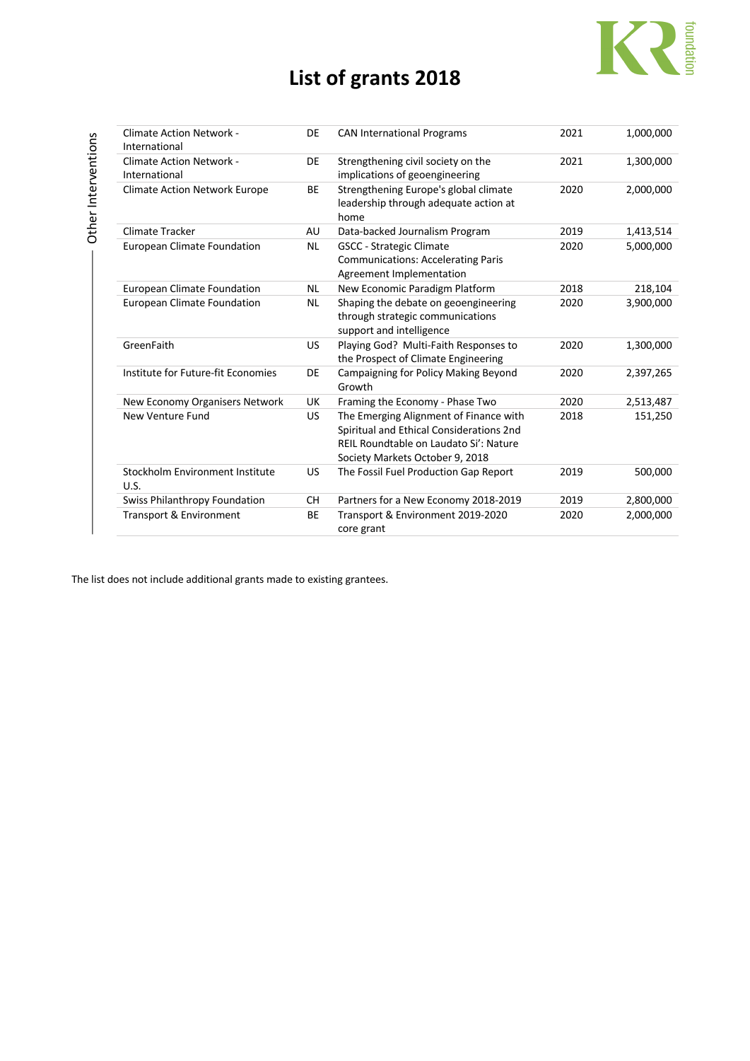# List of grants 2018

Other Interventions

| | | | | |
|---|---|---|---|---|
| Climate Action Network - International | DE | CAN International Programs | 2021 | 1,000,000 |
| Climate Action Network - International | DE | Strengthening civil society on the implications of geoengineering | 2021 | 1,300,000 |
| Climate Action Network Europe | BE | Strengthening Europe's global climate leadership through adequate action at home | 2020 | 2,000,000 |
| Climate Tracker | AU | Data-backed Journalism Program | 2019 | 1,413,514 |
| European Climate Foundation | NL | GSCC - Strategic Climate Communications: Accelerating Paris Agreement Implementation | 2020 | 5,000,000 |
| European Climate Foundation | NL | New Economic Paradigm Platform | 2018 | 218,104 |
| European Climate Foundation | NL | Shaping the debate on geoengineering through strategic communications support and intelligence | 2020 | 3,900,000 |
| GreenFaith | US | Playing God? Multi-Faith Responses to the Prospect of Climate Engineering | 2020 | 1,300,000 |
| Institute for Future-fit Economies | DE | Campaigning for Policy Making Beyond Growth | 2020 | 2,397,265 |
| New Economy Organisers Network | UK | Framing the Economy - Phase Two | 2020 | 2,513,487 |
| New Venture Fund | US | The Emerging Alignment of Finance with Spiritual and Ethical Considerations 2nd REIL Roundtable on Laudato Si': Nature Society Markets October 9, 2018 | 2018 | 151,250 |
| Stockholm Environment Institute U.S. | US | The Fossil Fuel Production Gap Report | 2019 | 500,000 |
| Swiss Philanthropy Foundation | CH | Partners for a New Economy 2018-2019 | 2019 | 2,800,000 |
| Transport & Environment | BE | Transport & Environment 2019-2020 core grant | 2020 | 2,000,000 |

The list does not include additional grants made to existing grantees.